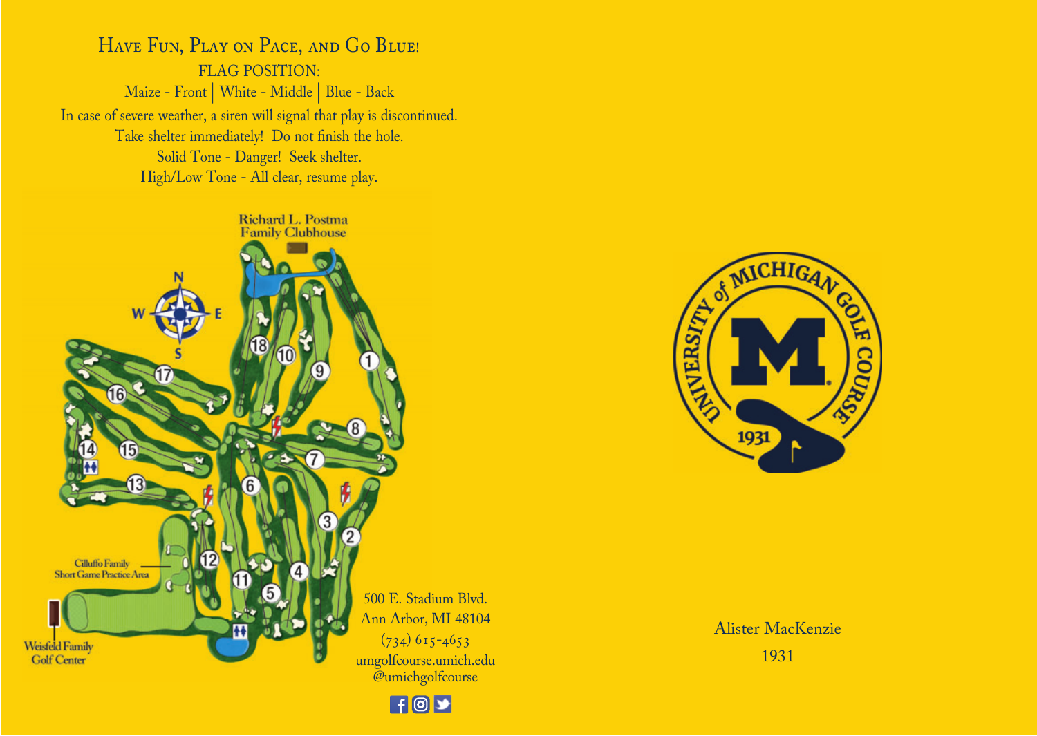# Have Fun, Play on Pace, and Go Blue!

FLAG POSITION:

Maize - Front | White - Middle | Blue - Back

In case of severe weather, a siren will signal that play is discontinued.
Take shelter immediately! Do not finish the hole.
Solid Tone - Danger! Seek shelter.
High/Low Tone - All clear, resume play.

Richard L. Postma Family Clubhouse

Cilluffo Family Short Game Practice Area

Weisfeld Family Golf Center

500 E. Stadium Blvd.
Ann Arbor, MI 48104
(734) 615-4653
umgolfcourse.umich.edu
@umichgolfcourse

UNIVERSITY of MICHIGAN GOLF COURSE
1931

Alister MacKenzie
1931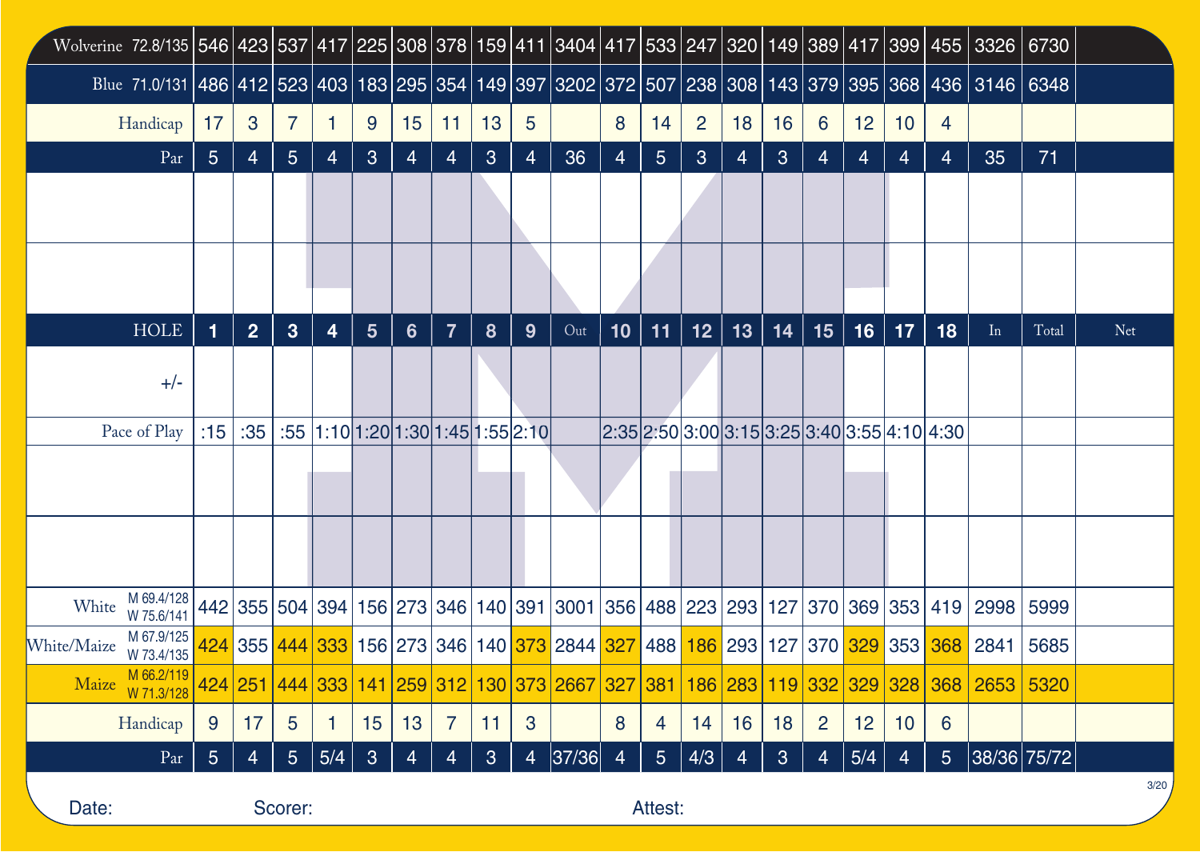| | 1 | 2 | 3 | 4 | 5 | 6 | 7 | 8 | 9 | Out | 10 | 11 | 12 | 13 | 14 | 15 | 16 | 17 | 18 | In | Total | Net |
|---|---|---|---|---|---|---|---|---|---|---|---|---|---|---|---|---|---|---|---|---|---|---|
| Wolverine 72.8/135 | 546 | 423 | 537 | 417 | 225 | 308 | 378 | 159 | 411 | 3404 | 417 | 533 | 247 | 320 | 149 | 389 | 417 | 399 | 455 | 3326 | 6730 | |
| Blue 71.0/131 | 486 | 412 | 523 | 403 | 183 | 295 | 354 | 149 | 397 | 3202 | 372 | 507 | 238 | 308 | 143 | 379 | 395 | 368 | 436 | 3146 | 6348 | |
| Handicap | 17 | 3 | 7 | 1 | 9 | 15 | 11 | 13 | 5 | | 8 | 14 | 2 | 18 | 16 | 6 | 12 | 10 | 4 | | | |
| Par | 5 | 4 | 5 | 4 | 3 | 4 | 4 | 3 | 4 | 36 | 4 | 5 | 3 | 4 | 3 | 4 | 4 | 4 | 4 | 35 | 71 | |
| | | | | | | | | | | | | | | | | | | | | | | |
| | | | | | | | | | | | | | | | | | | | | | | |
| HOLE | 1 | 2 | 3 | 4 | 5 | 6 | 7 | 8 | 9 | Out | 10 | 11 | 12 | 13 | 14 | 15 | 16 | 17 | 18 | In | Total | Net |
| +/- | | | | | | | | | | | | | | | | | | | | | | |
| Pace of Play | :15 | :35 | :55 | 1:10 | 1:20 | 1:30 | 1:45 | 1:55 | 2:10 | | 2:35 | 2:50 | 3:00 | 3:15 | 3:25 | 3:40 | 3:55 | 4:10 | 4:30 | | | |
| | | | | | | | | | | | | | | | | | | | | | | |
| | | | | | | | | | | | | | | | | | | | | | | |
| White M 69.4/128 W 75.6/141 | 442 | 355 | 504 | 394 | 156 | 273 | 346 | 140 | 391 | 3001 | 356 | 488 | 223 | 293 | 127 | 370 | 369 | 353 | 419 | 2998 | 5999 | |
| White/Maize M 67.9/125 W 73.4/135 | 424 | 355 | 444 | 333 | 156 | 273 | 346 | 140 | 373 | 2844 | 327 | 488 | 186 | 293 | 127 | 370 | 329 | 353 | 368 | 2841 | 5685 | |
| Maize M 66.2/119 W 71.3/128 | 424 | 251 | 444 | 333 | 141 | 259 | 312 | 130 | 373 | 2667 | 327 | 381 | 186 | 283 | 119 | 332 | 329 | 328 | 368 | 2653 | 5320 | |
| Handicap | 9 | 17 | 5 | 1 | 15 | 13 | 7 | 11 | 3 | | 8 | 4 | 14 | 16 | 18 | 2 | 12 | 10 | 6 | | | |
| Par | 5 | 4 | 5 | 5/4 | 3 | 4 | 4 | 3 | 4 | 37/36 | 4 | 5 | 4/3 | 4 | 3 | 4 | 5/4 | 4 | 5 | 38/36 | 75/72 | |

Date: Scorer: Attest:

3/20